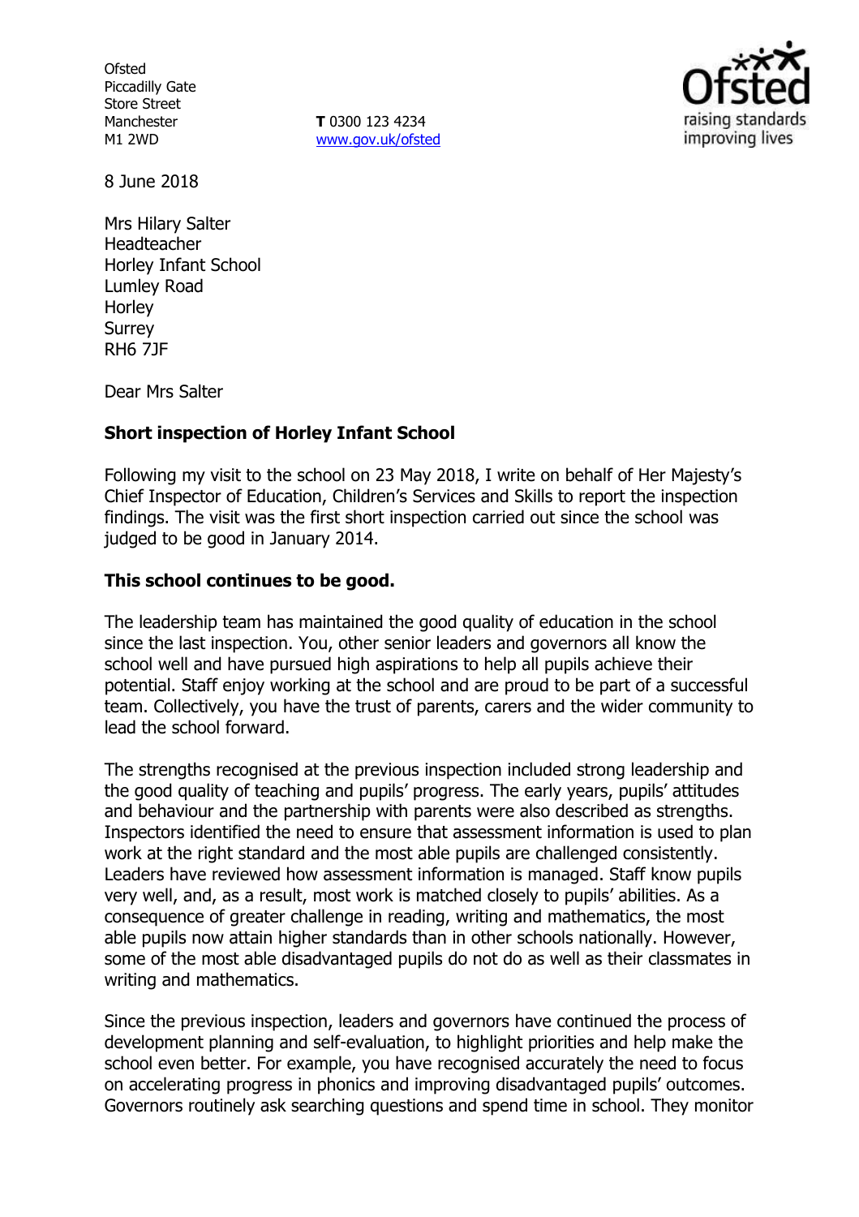Ofsted
Piccadilly Gate
Store Street
Manchester
M1 2WD

**T** 0300 123 4234
www.gov.uk/ofsted

8 June 2018

Mrs Hilary Salter
Headteacher
Horley Infant School
Lumley Road
Horley
Surrey
RH6 7JF

Dear Mrs Salter

**Short inspection of Horley Infant School**

Following my visit to the school on 23 May 2018, I write on behalf of Her Majesty's Chief Inspector of Education, Children's Services and Skills to report the inspection findings. The visit was the first short inspection carried out since the school was judged to be good in January 2014.

**This school continues to be good.**

The leadership team has maintained the good quality of education in the school since the last inspection. You, other senior leaders and governors all know the school well and have pursued high aspirations to help all pupils achieve their potential. Staff enjoy working at the school and are proud to be part of a successful team. Collectively, you have the trust of parents, carers and the wider community to lead the school forward.

The strengths recognised at the previous inspection included strong leadership and the good quality of teaching and pupils' progress. The early years, pupils' attitudes and behaviour and the partnership with parents were also described as strengths. Inspectors identified the need to ensure that assessment information is used to plan work at the right standard and the most able pupils are challenged consistently. Leaders have reviewed how assessment information is managed. Staff know pupils very well, and, as a result, most work is matched closely to pupils' abilities. As a consequence of greater challenge in reading, writing and mathematics, the most able pupils now attain higher standards than in other schools nationally. However, some of the most able disadvantaged pupils do not do as well as their classmates in writing and mathematics.

Since the previous inspection, leaders and governors have continued the process of development planning and self-evaluation, to highlight priorities and help make the school even better. For example, you have recognised accurately the need to focus on accelerating progress in phonics and improving disadvantaged pupils' outcomes. Governors routinely ask searching questions and spend time in school. They monitor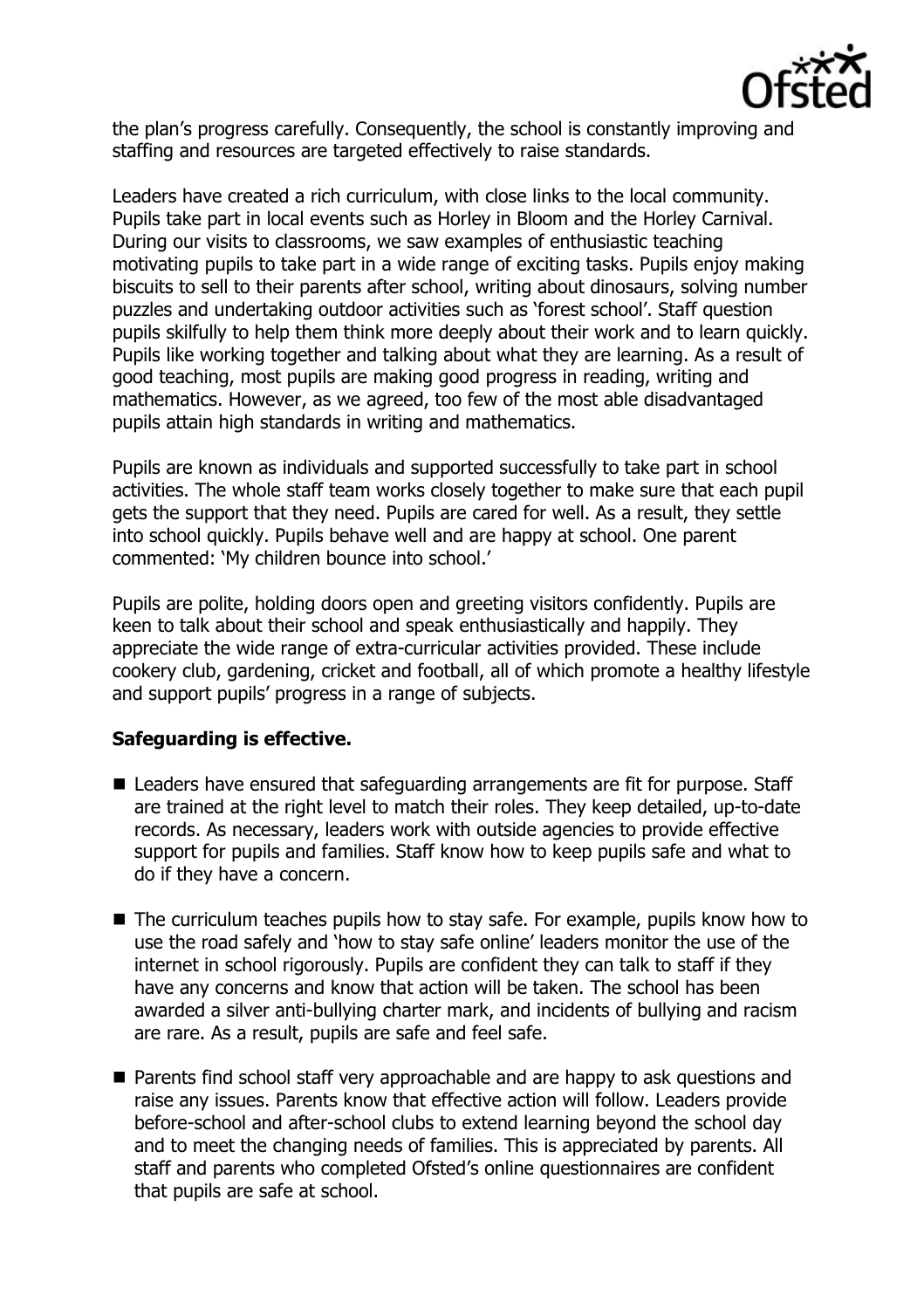the plan's progress carefully. Consequently, the school is constantly improving and staffing and resources are targeted effectively to raise standards.

Leaders have created a rich curriculum, with close links to the local community. Pupils take part in local events such as Horley in Bloom and the Horley Carnival. During our visits to classrooms, we saw examples of enthusiastic teaching motivating pupils to take part in a wide range of exciting tasks. Pupils enjoy making biscuits to sell to their parents after school, writing about dinosaurs, solving number puzzles and undertaking outdoor activities such as 'forest school'. Staff question pupils skilfully to help them think more deeply about their work and to learn quickly. Pupils like working together and talking about what they are learning. As a result of good teaching, most pupils are making good progress in reading, writing and mathematics. However, as we agreed, too few of the most able disadvantaged pupils attain high standards in writing and mathematics.

Pupils are known as individuals and supported successfully to take part in school activities. The whole staff team works closely together to make sure that each pupil gets the support that they need. Pupils are cared for well. As a result, they settle into school quickly. Pupils behave well and are happy at school. One parent commented: 'My children bounce into school.'

Pupils are polite, holding doors open and greeting visitors confidently. Pupils are keen to talk about their school and speak enthusiastically and happily. They appreciate the wide range of extra-curricular activities provided. These include cookery club, gardening, cricket and football, all of which promote a healthy lifestyle and support pupils' progress in a range of subjects.

**Safeguarding is effective.**

- Leaders have ensured that safeguarding arrangements are fit for purpose. Staff are trained at the right level to match their roles. They keep detailed, up-to-date records. As necessary, leaders work with outside agencies to provide effective support for pupils and families. Staff know how to keep pupils safe and what to do if they have a concern.
- The curriculum teaches pupils how to stay safe. For example, pupils know how to use the road safely and 'how to stay safe online' leaders monitor the use of the internet in school rigorously. Pupils are confident they can talk to staff if they have any concerns and know that action will be taken. The school has been awarded a silver anti-bullying charter mark, and incidents of bullying and racism are rare. As a result, pupils are safe and feel safe.
- Parents find school staff very approachable and are happy to ask questions and raise any issues. Parents know that effective action will follow. Leaders provide before-school and after-school clubs to extend learning beyond the school day and to meet the changing needs of families. This is appreciated by parents. All staff and parents who completed Ofsted's online questionnaires are confident that pupils are safe at school.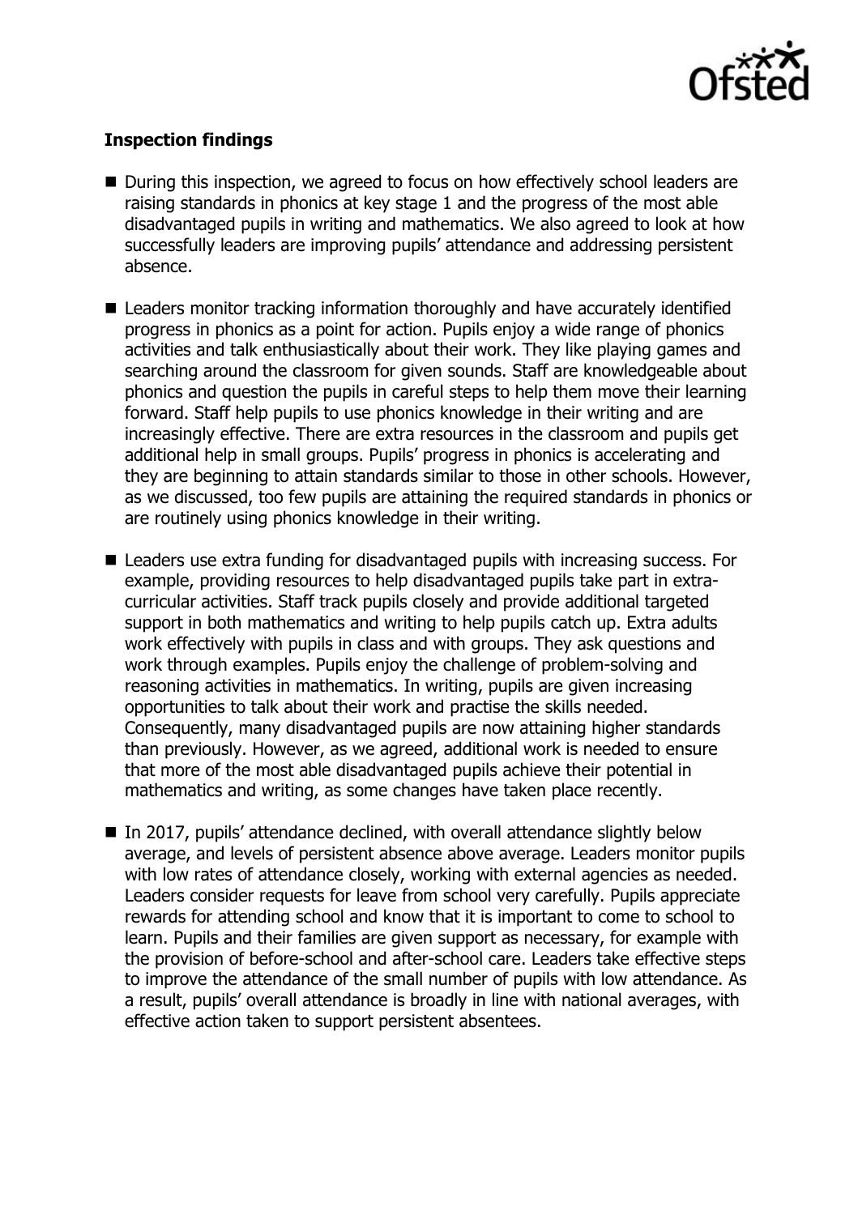**Inspection findings**

- During this inspection, we agreed to focus on how effectively school leaders are raising standards in phonics at key stage 1 and the progress of the most able disadvantaged pupils in writing and mathematics. We also agreed to look at how successfully leaders are improving pupils' attendance and addressing persistent absence.
- Leaders monitor tracking information thoroughly and have accurately identified progress in phonics as a point for action. Pupils enjoy a wide range of phonics activities and talk enthusiastically about their work. They like playing games and searching around the classroom for given sounds. Staff are knowledgeable about phonics and question the pupils in careful steps to help them move their learning forward. Staff help pupils to use phonics knowledge in their writing and are increasingly effective. There are extra resources in the classroom and pupils get additional help in small groups. Pupils' progress in phonics is accelerating and they are beginning to attain standards similar to those in other schools. However, as we discussed, too few pupils are attaining the required standards in phonics or are routinely using phonics knowledge in their writing.
- Leaders use extra funding for disadvantaged pupils with increasing success. For example, providing resources to help disadvantaged pupils take part in extra-curricular activities. Staff track pupils closely and provide additional targeted support in both mathematics and writing to help pupils catch up. Extra adults work effectively with pupils in class and with groups. They ask questions and work through examples. Pupils enjoy the challenge of problem-solving and reasoning activities in mathematics. In writing, pupils are given increasing opportunities to talk about their work and practise the skills needed. Consequently, many disadvantaged pupils are now attaining higher standards than previously. However, as we agreed, additional work is needed to ensure that more of the most able disadvantaged pupils achieve their potential in mathematics and writing, as some changes have taken place recently.
- In 2017, pupils' attendance declined, with overall attendance slightly below average, and levels of persistent absence above average. Leaders monitor pupils with low rates of attendance closely, working with external agencies as needed. Leaders consider requests for leave from school very carefully. Pupils appreciate rewards for attending school and know that it is important to come to school to learn. Pupils and their families are given support as necessary, for example with the provision of before-school and after-school care. Leaders take effective steps to improve the attendance of the small number of pupils with low attendance. As a result, pupils' overall attendance is broadly in line with national averages, with effective action taken to support persistent absentees.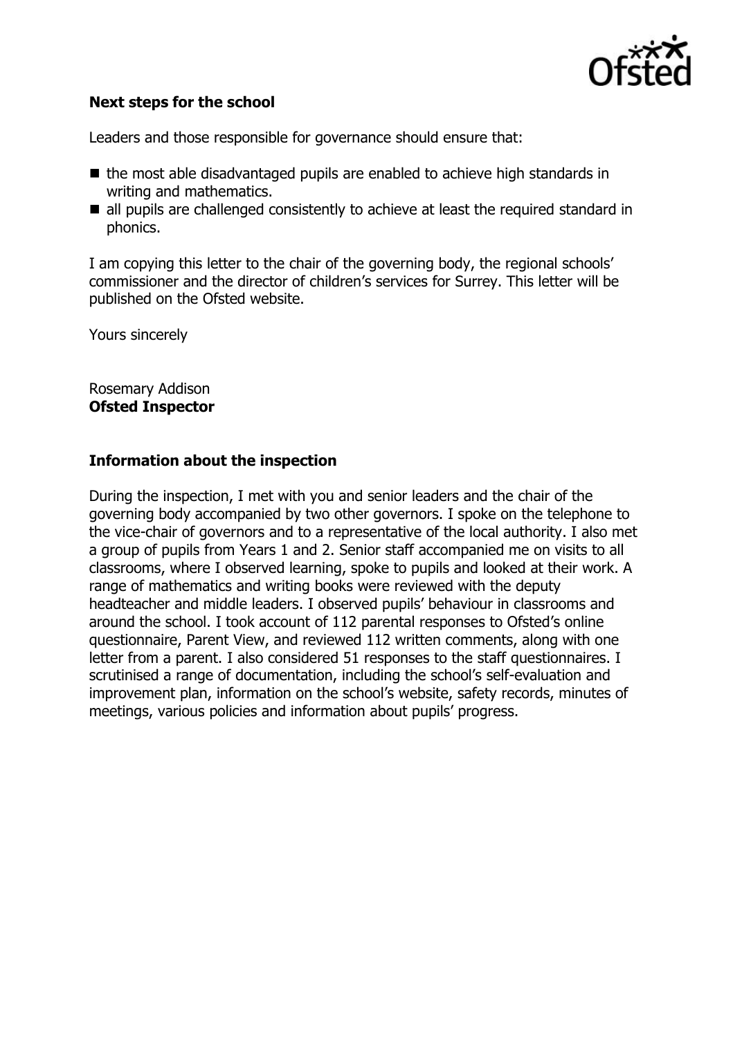**Next steps for the school**

Leaders and those responsible for governance should ensure that:

- the most able disadvantaged pupils are enabled to achieve high standards in writing and mathematics.
- all pupils are challenged consistently to achieve at least the required standard in phonics.

I am copying this letter to the chair of the governing body, the regional schools' commissioner and the director of children's services for Surrey. This letter will be published on the Ofsted website.

Yours sincerely

Rosemary Addison
**Ofsted Inspector**

### Information about the inspection

During the inspection, I met with you and senior leaders and the chair of the governing body accompanied by two other governors. I spoke on the telephone to the vice-chair of governors and to a representative of the local authority. I also met a group of pupils from Years 1 and 2. Senior staff accompanied me on visits to all classrooms, where I observed learning, spoke to pupils and looked at their work. A range of mathematics and writing books were reviewed with the deputy headteacher and middle leaders. I observed pupils' behaviour in classrooms and around the school. I took account of 112 parental responses to Ofsted's online questionnaire, Parent View, and reviewed 112 written comments, along with one letter from a parent. I also considered 51 responses to the staff questionnaires. I scrutinised a range of documentation, including the school's self-evaluation and improvement plan, information on the school's website, safety records, minutes of meetings, various policies and information about pupils' progress.